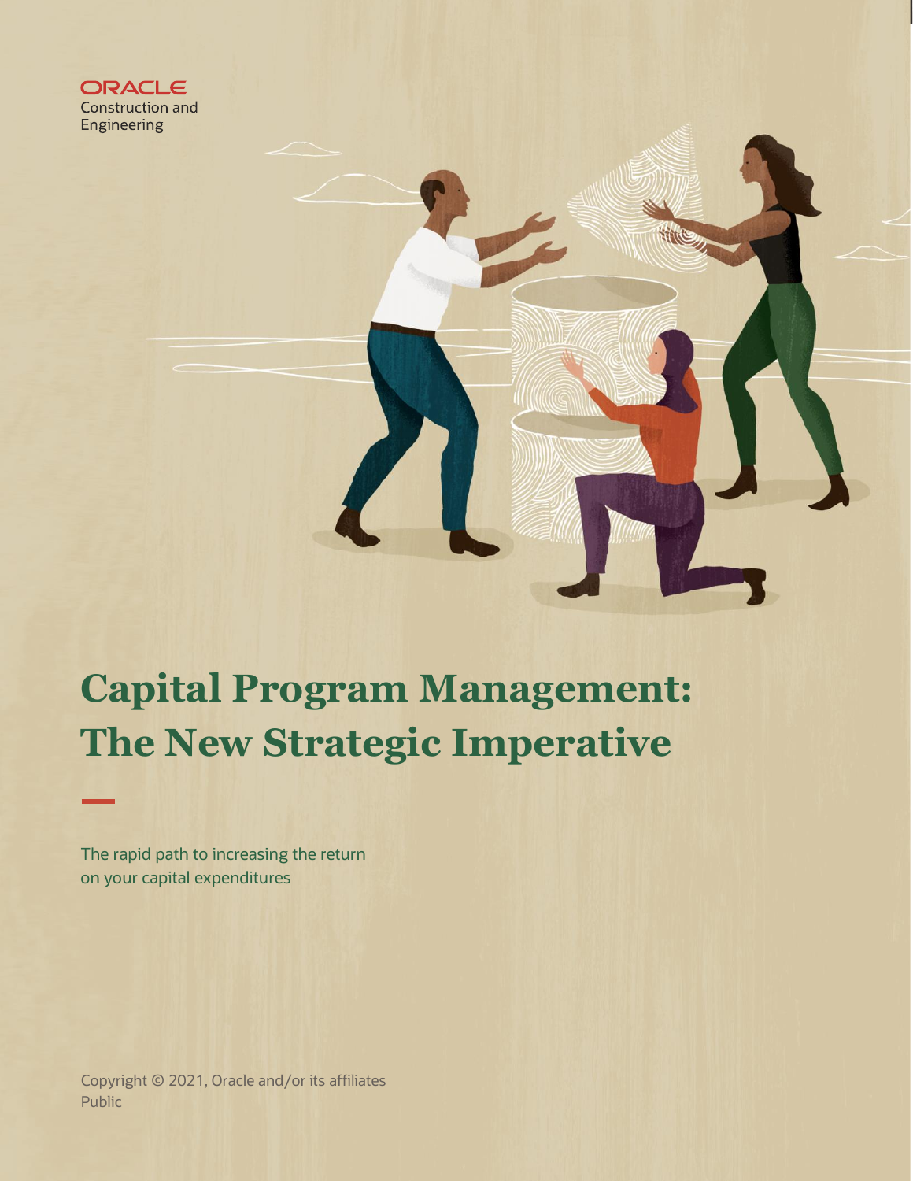ORACLE
Construction and Engineering

# Capital Program Management: The New Strategic Imperative

The rapid path to increasing the return on your capital expenditures

Copyright © 2021, Oracle and/or its affiliates
Public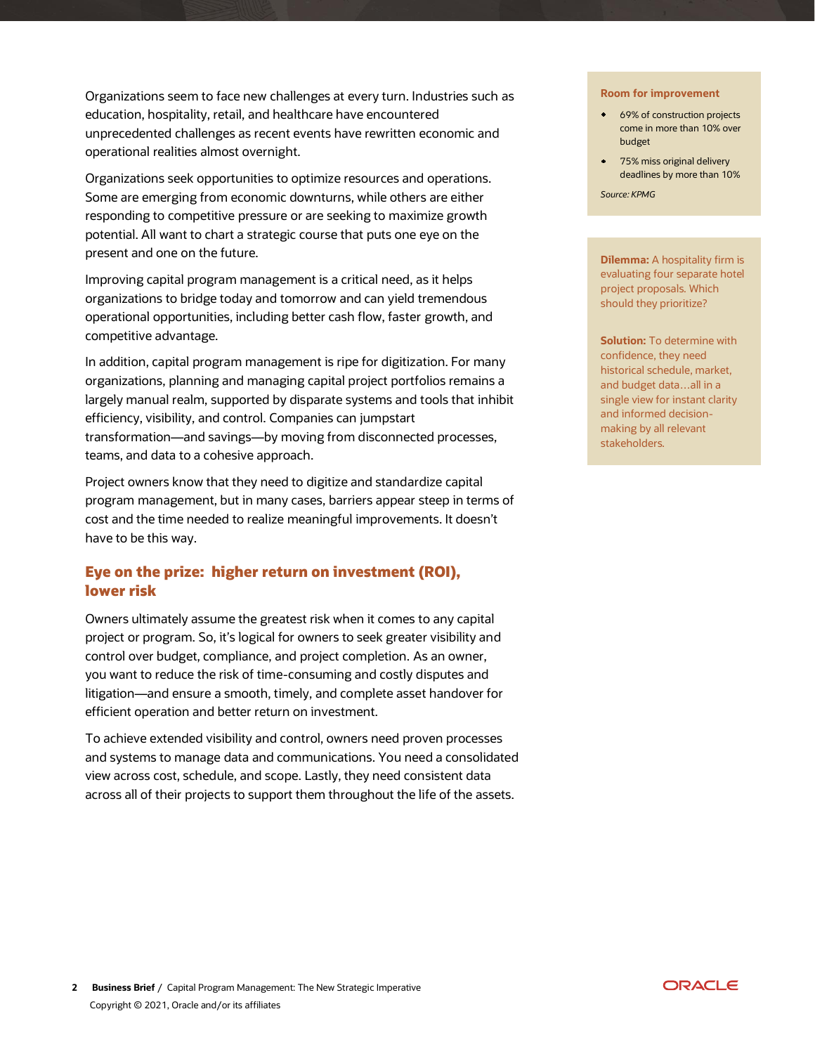Organizations seem to face new challenges at every turn. Industries such as education, hospitality, retail, and healthcare have encountered unprecedented challenges as recent events have rewritten economic and operational realities almost overnight.

Organizations seek opportunities to optimize resources and operations. Some are emerging from economic downturns, while others are either responding to competitive pressure or are seeking to maximize growth potential. All want to chart a strategic course that puts one eye on the present and one on the future.

Improving capital program management is a critical need, as it helps organizations to bridge today and tomorrow and can yield tremendous operational opportunities, including better cash flow, faster growth, and competitive advantage.

In addition, capital program management is ripe for digitization. For many organizations, planning and managing capital project portfolios remains a largely manual realm, supported by disparate systems and tools that inhibit efficiency, visibility, and control. Companies can jumpstart transformation—and savings—by moving from disconnected processes, teams, and data to a cohesive approach.

Project owners know that they need to digitize and standardize capital program management, but in many cases, barriers appear steep in terms of cost and the time needed to realize meaningful improvements. It doesn't have to be this way.

## Eye on the prize: higher return on investment (ROI), lower risk

Owners ultimately assume the greatest risk when it comes to any capital project or program. So, it's logical for owners to seek greater visibility and control over budget, compliance, and project completion. As an owner, you want to reduce the risk of time-consuming and costly disputes and litigation—and ensure a smooth, timely, and complete asset handover for efficient operation and better return on investment.

To achieve extended visibility and control, owners need proven processes and systems to manage data and communications. You need a consolidated view across cost, schedule, and scope. Lastly, they need consistent data across all of their projects to support them throughout the life of the assets.

**Room for improvement**

- 69% of construction projects come in more than 10% over budget
- 75% miss original delivery deadlines by more than 10%

*Source: KPMG*

**Dilemma:** A hospitality firm is evaluating four separate hotel project proposals. Which should they prioritize?

**Solution:** To determine with confidence, they need historical schedule, market, and budget data…all in a single view for instant clarity and informed decision-making by all relevant stakeholders.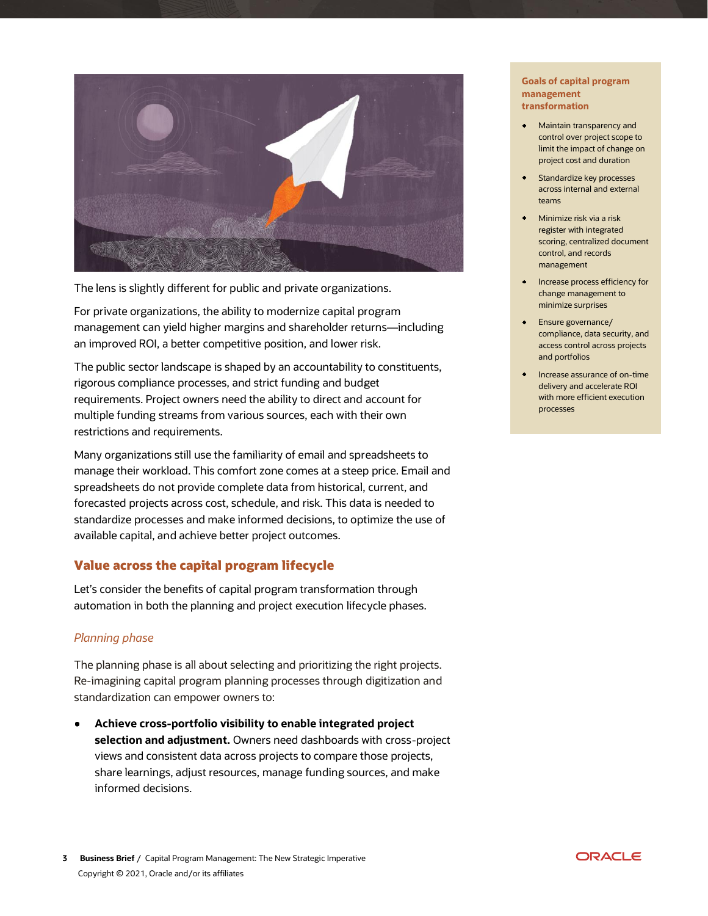The lens is slightly different for public and private organizations.

For private organizations, the ability to modernize capital program management can yield higher margins and shareholder returns—including an improved ROI, a better competitive position, and lower risk.

The public sector landscape is shaped by an accountability to constituents, rigorous compliance processes, and strict funding and budget requirements. Project owners need the ability to direct and account for multiple funding streams from various sources, each with their own restrictions and requirements.

Many organizations still use the familiarity of email and spreadsheets to manage their workload. This comfort zone comes at a steep price. Email and spreadsheets do not provide complete data from historical, current, and forecasted projects across cost, schedule, and risk. This data is needed to standardize processes and make informed decisions, to optimize the use of available capital, and achieve better project outcomes.

**Goals of capital program management transformation**

- Maintain transparency and control over project scope to limit the impact of change on project cost and duration
- Standardize key processes across internal and external teams
- Minimize risk via a risk register with integrated scoring, centralized document control, and records management
- Increase process efficiency for change management to minimize surprises
- Ensure governance/ compliance, data security, and access control across projects and portfolios
- Increase assurance of on-time delivery and accelerate ROI with more efficient execution processes

## Value across the capital program lifecycle

Let's consider the benefits of capital program transformation through automation in both the planning and project execution lifecycle phases.

### *Planning phase*

The planning phase is all about selecting and prioritizing the right projects. Re-imagining capital program planning processes through digitization and standardization can empower owners to:

- **Achieve cross-portfolio visibility to enable integrated project selection and adjustment.** Owners need dashboards with cross-project views and consistent data across projects to compare those projects, share learnings, adjust resources, manage funding sources, and make informed decisions.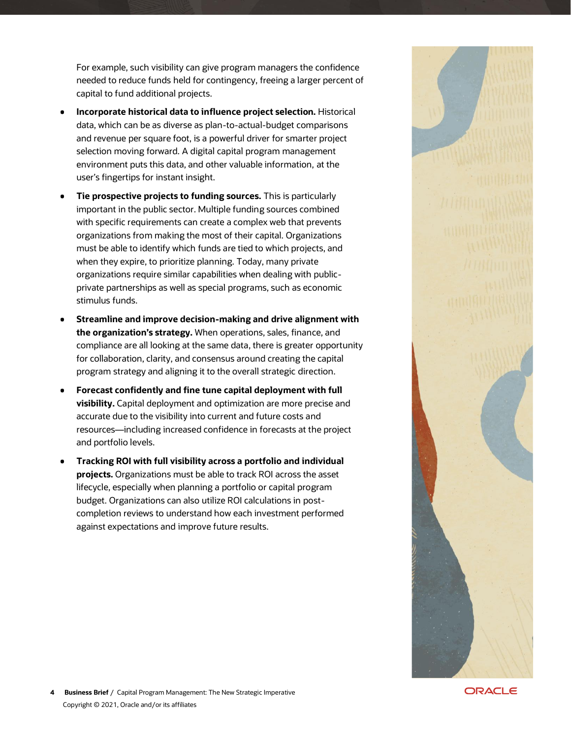For example, such visibility can give program managers the confidence needed to reduce funds held for contingency, freeing a larger percent of capital to fund additional projects.

- **Incorporate historical data to influence project selection.** Historical data, which can be as diverse as plan-to-actual-budget comparisons and revenue per square foot, is a powerful driver for smarter project selection moving forward. A digital capital program management environment puts this data, and other valuable information, at the user's fingertips for instant insight.
- **Tie prospective projects to funding sources.** This is particularly important in the public sector. Multiple funding sources combined with specific requirements can create a complex web that prevents organizations from making the most of their capital. Organizations must be able to identify which funds are tied to which projects, and when they expire, to prioritize planning. Today, many private organizations require similar capabilities when dealing with public-private partnerships as well as special programs, such as economic stimulus funds.
- **Streamline and improve decision-making and drive alignment with the organization's strategy.** When operations, sales, finance, and compliance are all looking at the same data, there is greater opportunity for collaboration, clarity, and consensus around creating the capital program strategy and aligning it to the overall strategic direction.
- **Forecast confidently and fine tune capital deployment with full visibility.** Capital deployment and optimization are more precise and accurate due to the visibility into current and future costs and resources—including increased confidence in forecasts at the project and portfolio levels.
- **Tracking ROI with full visibility across a portfolio and individual projects.** Organizations must be able to track ROI across the asset lifecycle, especially when planning a portfolio or capital program budget. Organizations can also utilize ROI calculations in post-completion reviews to understand how each investment performed against expectations and improve future results.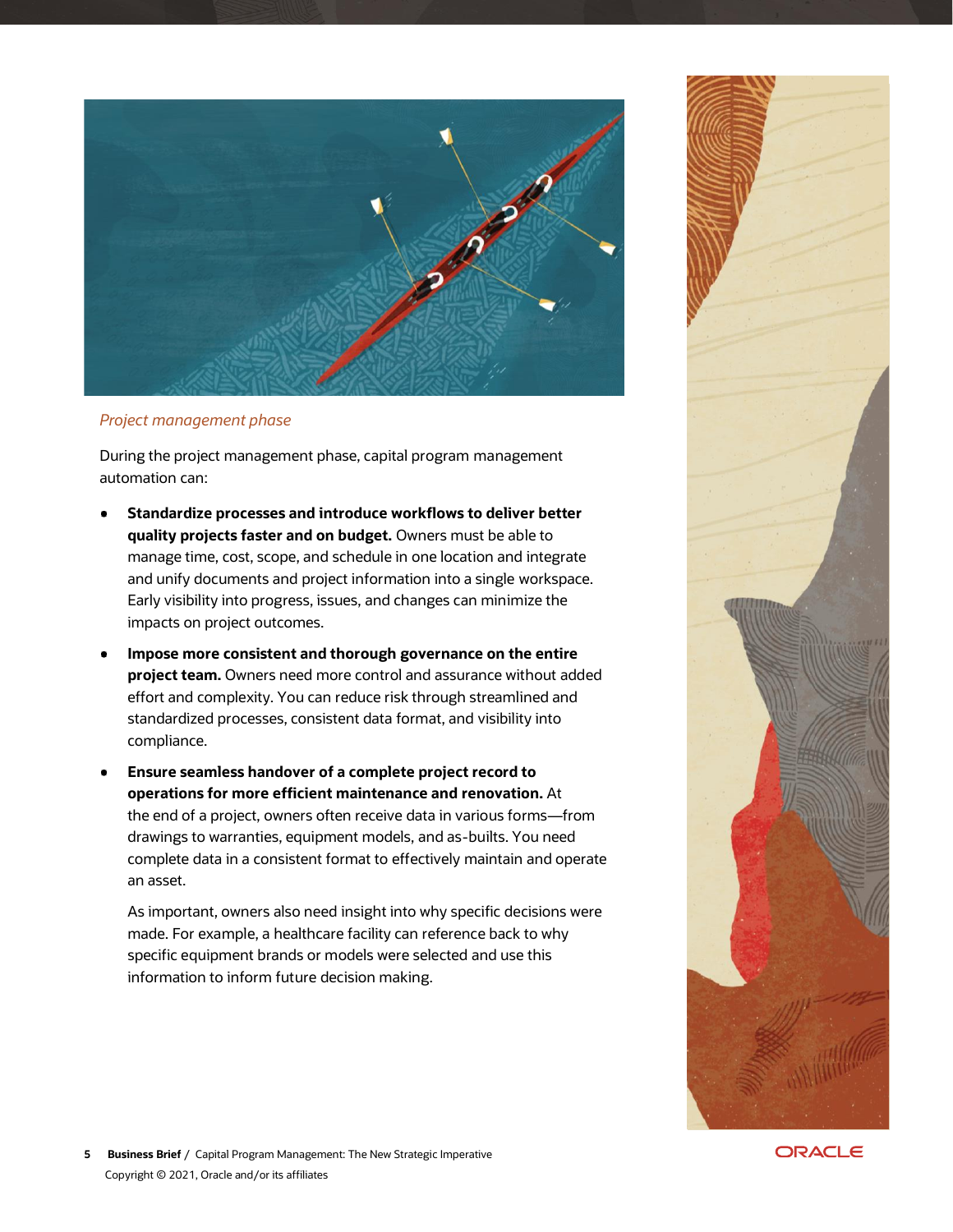*Project management phase*

During the project management phase, capital program management automation can:

- **Standardize processes and introduce workflows to deliver better quality projects faster and on budget.** Owners must be able to manage time, cost, scope, and schedule in one location and integrate and unify documents and project information into a single workspace. Early visibility into progress, issues, and changes can minimize the impacts on project outcomes.
- **Impose more consistent and thorough governance on the entire project team.** Owners need more control and assurance without added effort and complexity. You can reduce risk through streamlined and standardized processes, consistent data format, and visibility into compliance.
- **Ensure seamless handover of a complete project record to operations for more efficient maintenance and renovation.** At the end of a project, owners often receive data in various forms—from drawings to warranties, equipment models, and as-builts. You need complete data in a consistent format to effectively maintain and operate an asset.

  As important, owners also need insight into why specific decisions were made. For example, a healthcare facility can reference back to why specific equipment brands or models were selected and use this information to inform future decision making.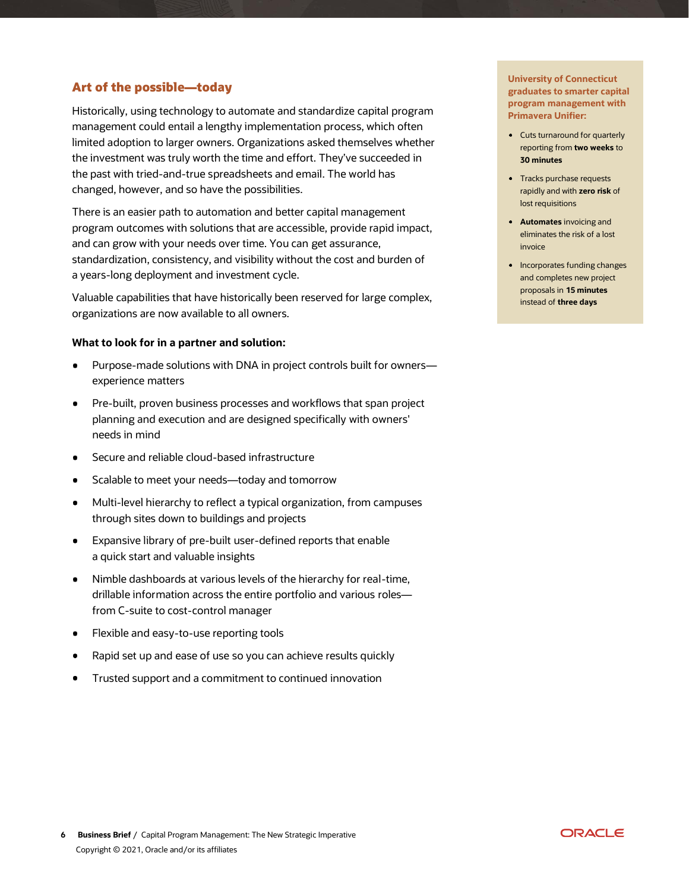## Art of the possible—today

Historically, using technology to automate and standardize capital program management could entail a lengthy implementation process, which often limited adoption to larger owners. Organizations asked themselves whether the investment was truly worth the time and effort. They've succeeded in the past with tried-and-true spreadsheets and email. The world has changed, however, and so have the possibilities.

There is an easier path to automation and better capital management program outcomes with solutions that are accessible, provide rapid impact, and can grow with your needs over time. You can get assurance, standardization, consistency, and visibility without the cost and burden of a years-long deployment and investment cycle.

Valuable capabilities that have historically been reserved for large complex, organizations are now available to all owners.

**What to look for in a partner and solution:**

- Purpose-made solutions with DNA in project controls built for owners—experience matters
- Pre-built, proven business processes and workflows that span project planning and execution and are designed specifically with owners' needs in mind
- Secure and reliable cloud-based infrastructure
- Scalable to meet your needs—today and tomorrow
- Multi-level hierarchy to reflect a typical organization, from campuses through sites down to buildings and projects
- Expansive library of pre-built user-defined reports that enable a quick start and valuable insights
- Nimble dashboards at various levels of the hierarchy for real-time, drillable information across the entire portfolio and various roles—from C-suite to cost-control manager
- Flexible and easy-to-use reporting tools
- Rapid set up and ease of use so you can achieve results quickly
- Trusted support and a commitment to continued innovation

**University of Connecticut graduates to smarter capital program management with Primavera Unifier:**

- Cuts turnaround for quarterly reporting from **two weeks** to **30 minutes**
- Tracks purchase requests rapidly and with **zero risk** of lost requisitions
- **Automates** invoicing and eliminates the risk of a lost invoice
- Incorporates funding changes and completes new project proposals in **15 minutes** instead of **three days**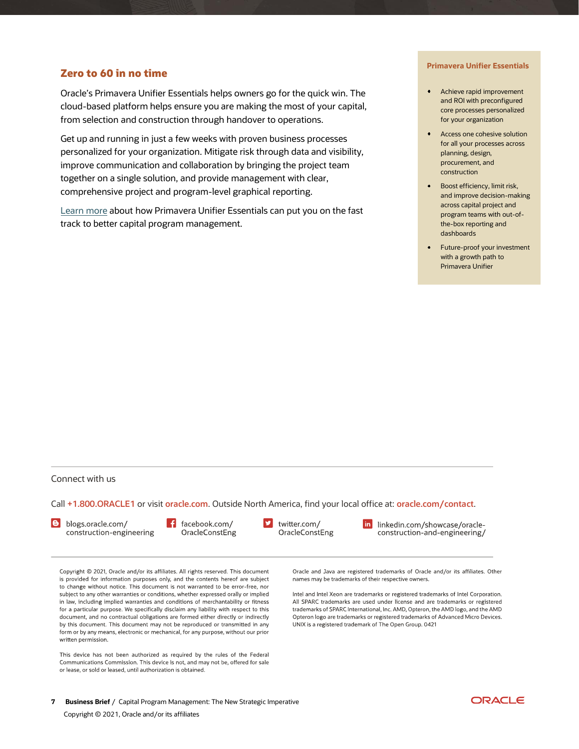## Zero to 60 in no time

Oracle's Primavera Unifier Essentials helps owners go for the quick win. The cloud-based platform helps ensure you are making the most of your capital, from selection and construction through handover to operations.

Get up and running in just a few weeks with proven business processes personalized for your organization. Mitigate risk through data and visibility, improve communication and collaboration by bringing the project team together on a single solution, and provide management with clear, comprehensive project and program-level graphical reporting.

Learn more about how Primavera Unifier Essentials can put you on the fast track to better capital program management.

### Primavera Unifier Essentials

- Achieve rapid improvement and ROI with preconfigured core processes personalized for your organization
- Access one cohesive solution for all your processes across planning, design, procurement, and construction
- Boost efficiency, limit risk, and improve decision-making across capital project and program teams with out-of-the-box reporting and dashboards
- Future-proof your investment with a growth path to Primavera Unifier

---

Connect with us

Call **+1.800.ORACLE1** or visit **oracle.com**. Outside North America, find your local office at: **oracle.com/contact**.

blogs.oracle.com/construction-engineering

facebook.com/OracleConstEng

twitter.com/OracleConstEng

linkedin.com/showcase/oracle-construction-and-engineering/

---

Copyright © 2021, Oracle and/or its affiliates. All rights reserved. This document is provided for information purposes only, and the contents hereof are subject to change without notice. This document is not warranted to be error-free, nor subject to any other warranties or conditions, whether expressed orally or implied in law, including implied warranties and conditions of merchantability or fitness for a particular purpose. We specifically disclaim any liability with respect to this document, and no contractual obligations are formed either directly or indirectly by this document. This document may not be reproduced or transmitted in any form or by any means, electronic or mechanical, for any purpose, without our prior written permission.

This device has not been authorized as required by the rules of the Federal Communications Commission. This device is not, and may not be, offered for sale or lease, or sold or leased, until authorization is obtained.

Oracle and Java are registered trademarks of Oracle and/or its affiliates. Other names may be trademarks of their respective owners.

Intel and Intel Xeon are trademarks or registered trademarks of Intel Corporation. All SPARC trademarks are used under license and are trademarks or registered trademarks of SPARC International, Inc. AMD, Opteron, the AMD logo, and the AMD Opteron logo are trademarks or registered trademarks of Advanced Micro Devices. UNIX is a registered trademark of The Open Group. 0421